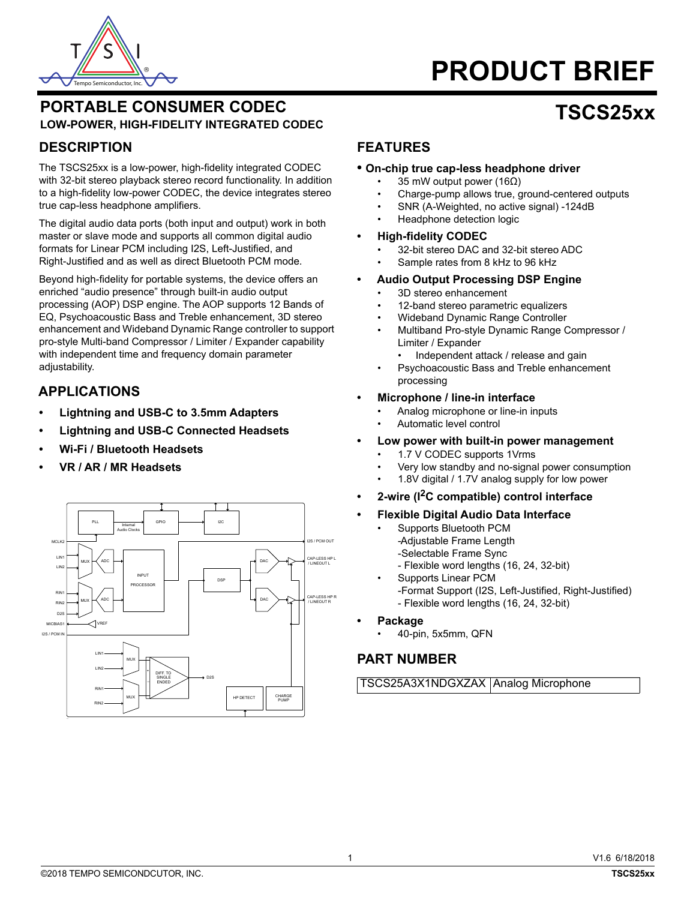# PRODUCT BRIEF

## PORTABLE CONSUMER CODEC

**LOW-POWER, HIGH-FIDELITY INTEGRATED CODEC**

# TSCS25xx

## DESCRIPTION

The TSCS25xx is a low-power, high-fidelity integrated CODEC with 32-bit stereo playback stereo record functionality. In addition to a high-fidelity low-power CODEC, the device integrates stereo true cap-less headphone amplifiers.

The digital audio data ports (both input and output) work in both master or slave mode and supports all common digital audio formats for Linear PCM including I2S, Left-Justified, and Right-Justified and as well as direct Bluetooth PCM mode.

Beyond high-fidelity for portable systems, the device offers an enriched "audio presence" through built-in audio output processing (AOP) DSP engine. The AOP supports 12 Bands of EQ, Psychoacoustic Bass and Treble enhancement, 3D stereo enhancement and Wideband Dynamic Range controller to support pro-style Multi-band Compressor / Limiter / Expander capability with independent time and frequency domain parameter adjustability.

## APPLICATIONS

- **Lightning and USB-C to 3.5mm Adapters**
- **Lightning and USB-C Connected Headsets**
- **Wi-Fi / Bluetooth Headsets**
- **VR / AR / MR Headsets**

PLL
Internal Audio Clocks
GPIO
I2C
MCLK2
I2S / PCM OUT
LIN1
LIN2
MUX
ADC
INPUT PROCESSOR
DAC
CAP-LESS HP L / LINEOUT L
DSP
RIN1
RIN2
D2S
MUX
ADC
DAC
CAP-LESS HP R / LINEOUT R
MICBIAS1
VREF
I2S / PCM IN
LIN1
LIN2
MUX
DIFF. TO SINGLE ENDED
D2S
RIN1
RIN2
MUX
HP DETECT
CHARGE PUMP

## FEATURES

- **On-chip true cap-less headphone driver**
  - 35 mW output power (16Ω)
  - Charge-pump allows true, ground-centered outputs
  - SNR (A-Weighted, no active signal) -124dB
  - Headphone detection logic
- **High-fidelity CODEC**
  - 32-bit stereo DAC and 32-bit stereo ADC
  - Sample rates from 8 kHz to 96 kHz
- **Audio Output Processing DSP Engine**
  - 3D stereo enhancement
  - 12-band stereo parametric equalizers
  - Wideband Dynamic Range Controller
  - Multiband Pro-style Dynamic Range Compressor / Limiter / Expander
    - Independent attack / release and gain
  - Psychoacoustic Bass and Treble enhancement processing
- **Microphone / line-in interface**
  - Analog microphone or line-in inputs
  - Automatic level control
- **Low power with built-in power management**
  - 1.7 V CODEC supports 1Vrms
  - Very low standby and no-signal power consumption
  - 1.8V digital / 1.7V analog supply for low power
- **2-wire (I²C compatible) control interface**
- **Flexible Digital Audio Data Interface**
  - Supports Bluetooth PCM
    - -Adjustable Frame Length
    - -Selectable Frame Sync
    - - Flexible word lengths (16, 24, 32-bit)
  - Supports Linear PCM
    - -Format Support (I2S, Left-Justified, Right-Justified)
    - - Flexible word lengths (16, 24, 32-bit)
- **Package**
  - 40-pin, 5x5mm, QFN

## PART NUMBER

| | |
|---|---|
| TSCS25A3X1NDGXZAX | Analog Microphone |

V1.6 6/18/2018

©2018 TEMPO SEMICONDCUTOR, INC.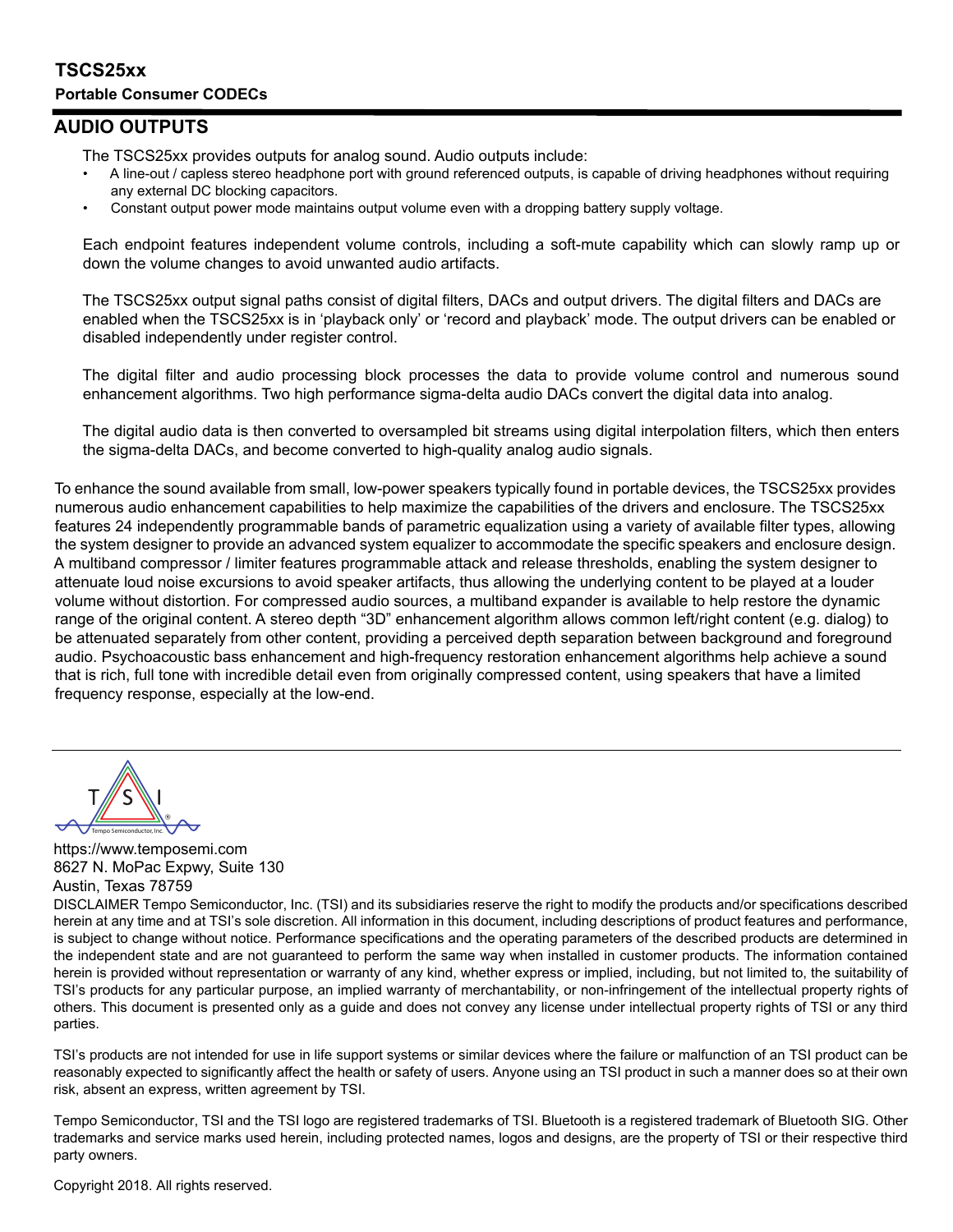## AUDIO OUTPUTS

The TSCS25xx provides outputs for analog sound. Audio outputs include:

- A line-out / capless stereo headphone port with ground referenced outputs, is capable of driving headphones without requiring any external DC blocking capacitors.
- Constant output power mode maintains output volume even with a dropping battery supply voltage.

Each endpoint features independent volume controls, including a soft-mute capability which can slowly ramp up or down the volume changes to avoid unwanted audio artifacts.

The TSCS25xx output signal paths consist of digital filters, DACs and output drivers. The digital filters and DACs are enabled when the TSCS25xx is in ‘playback only’ or ‘record and playback’ mode. The output drivers can be enabled or disabled independently under register control.

The digital filter and audio processing block processes the data to provide volume control and numerous sound enhancement algorithms. Two high performance sigma-delta audio DACs convert the digital data into analog.

The digital audio data is then converted to oversampled bit streams using digital interpolation filters, which then enters the sigma-delta DACs, and become converted to high-quality analog audio signals.

To enhance the sound available from small, low-power speakers typically found in portable devices, the TSCS25xx provides numerous audio enhancement capabilities to help maximize the capabilities of the drivers and enclosure. The TSCS25xx features 24 independently programmable bands of parametric equalization using a variety of available filter types, allowing the system designer to provide an advanced system equalizer to accommodate the specific speakers and enclosure design. A multiband compressor / limiter features programmable attack and release thresholds, enabling the system designer to attenuate loud noise excursions to avoid speaker artifacts, thus allowing the underlying content to be played at a louder volume without distortion. For compressed audio sources, a multiband expander is available to help restore the dynamic range of the original content. A stereo depth “3D” enhancement algorithm allows common left/right content (e.g. dialog) to be attenuated separately from other content, providing a perceived depth separation between background and foreground audio. Psychoacoustic bass enhancement and high-frequency restoration enhancement algorithms help achieve a sound that is rich, full tone with incredible detail even from originally compressed content, using speakers that have a limited frequency response, especially at the low-end.

---

https://www.temposemi.com
8627 N. MoPac Expwy, Suite 130
Austin, Texas 78759

DISCLAIMER Tempo Semiconductor, Inc. (TSI) and its subsidiaries reserve the right to modify the products and/or specifications described herein at any time and at TSI’s sole discretion. All information in this document, including descriptions of product features and performance, is subject to change without notice. Performance specifications and the operating parameters of the described products are determined in the independent state and are not guaranteed to perform the same way when installed in customer products. The information contained herein is provided without representation or warranty of any kind, whether express or implied, including, but not limited to, the suitability of TSI’s products for any particular purpose, an implied warranty of merchantability, or non-infringement of the intellectual property rights of others. This document is presented only as a guide and does not convey any license under intellectual property rights of TSI or any third parties.

TSI’s products are not intended for use in life support systems or similar devices where the failure or malfunction of an TSI product can be reasonably expected to significantly affect the health or safety of users. Anyone using an TSI product in such a manner does so at their own risk, absent an express, written agreement by TSI.

Tempo Semiconductor, TSI and the TSI logo are registered trademarks of TSI. Bluetooth is a registered trademark of Bluetooth SIG. Other trademarks and service marks used herein, including protected names, logos and designs, are the property of TSI or their respective third party owners.

Copyright 2018. All rights reserved.